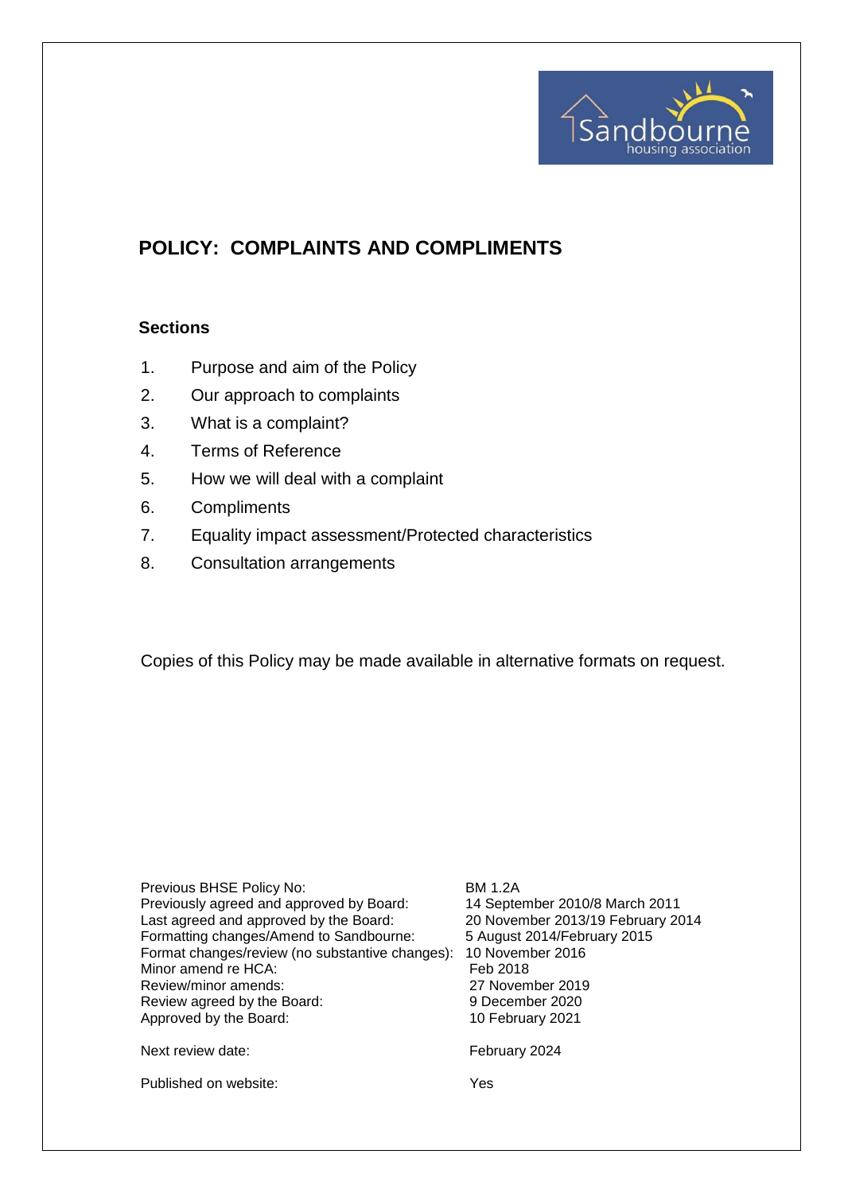# POLICY: COMPLAINTS AND COMPLIMENTS

### Sections

1. Purpose and aim of the Policy
2. Our approach to complaints
3. What is a complaint?
4. Terms of Reference
5. How we will deal with a complaint
6. Compliments
7. Equality impact assessment/Protected characteristics
8. Consultation arrangements

Copies of this Policy may be made available in alternative formats on request.

| | |
|---|---|
| Previous BHSE Policy No: | BM 1.2A |
| Previously agreed and approved by Board: | 14 September 2010/8 March 2011 |
| Last agreed and approved by the Board: | 20 November 2013/19 February 2014 |
| Formatting changes/Amend to Sandbourne: | 5 August 2014/February 2015 |
| Format changes/review (no substantive changes): | 10 November 2016 |
| Minor amend re HCA: | Feb 2018 |
| Review/minor amends: | 27 November 2019 |
| Review agreed by the Board: | 9 December 2020 |
| Approved by the Board: | 10 February 2021 |
| Next review date: | February 2024 |
| Published on website: | Yes |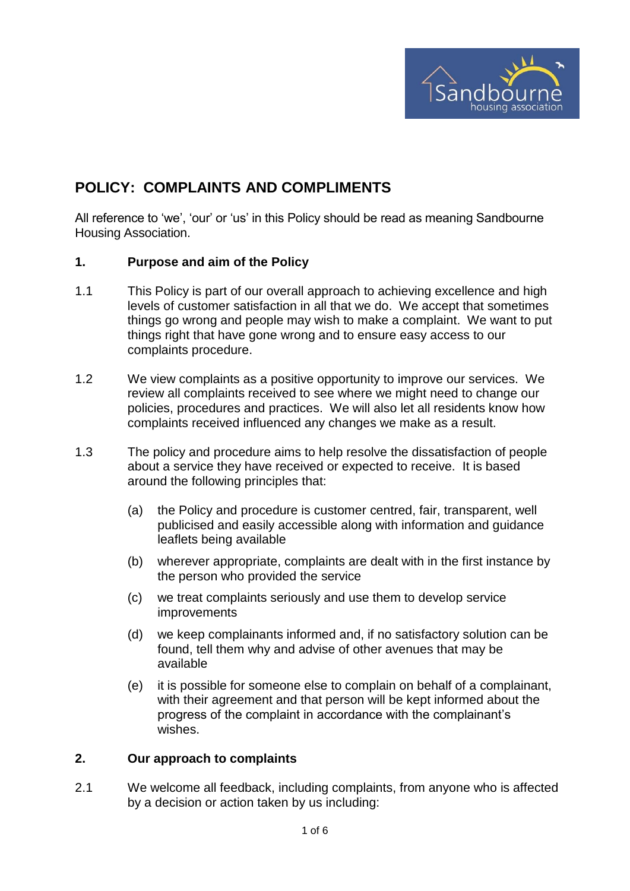# POLICY: COMPLAINTS AND COMPLIMENTS

All reference to 'we', 'our' or 'us' in this Policy should be read as meaning Sandbourne Housing Association.

## 1. Purpose and aim of the Policy

1.1 This Policy is part of our overall approach to achieving excellence and high levels of customer satisfaction in all that we do. We accept that sometimes things go wrong and people may wish to make a complaint. We want to put things right that have gone wrong and to ensure easy access to our complaints procedure.

1.2 We view complaints as a positive opportunity to improve our services. We review all complaints received to see where we might need to change our policies, procedures and practices. We will also let all residents know how complaints received influenced any changes we make as a result.

1.3 The policy and procedure aims to help resolve the dissatisfaction of people about a service they have received or expected to receive. It is based around the following principles that:

- (a) the Policy and procedure is customer centred, fair, transparent, well publicised and easily accessible along with information and guidance leaflets being available
- (b) wherever appropriate, complaints are dealt with in the first instance by the person who provided the service
- (c) we treat complaints seriously and use them to develop service improvements
- (d) we keep complainants informed and, if no satisfactory solution can be found, tell them why and advise of other avenues that may be available
- (e) it is possible for someone else to complain on behalf of a complainant, with their agreement and that person will be kept informed about the progress of the complaint in accordance with the complainant's wishes.

## 2. Our approach to complaints

2.1 We welcome all feedback, including complaints, from anyone who is affected by a decision or action taken by us including: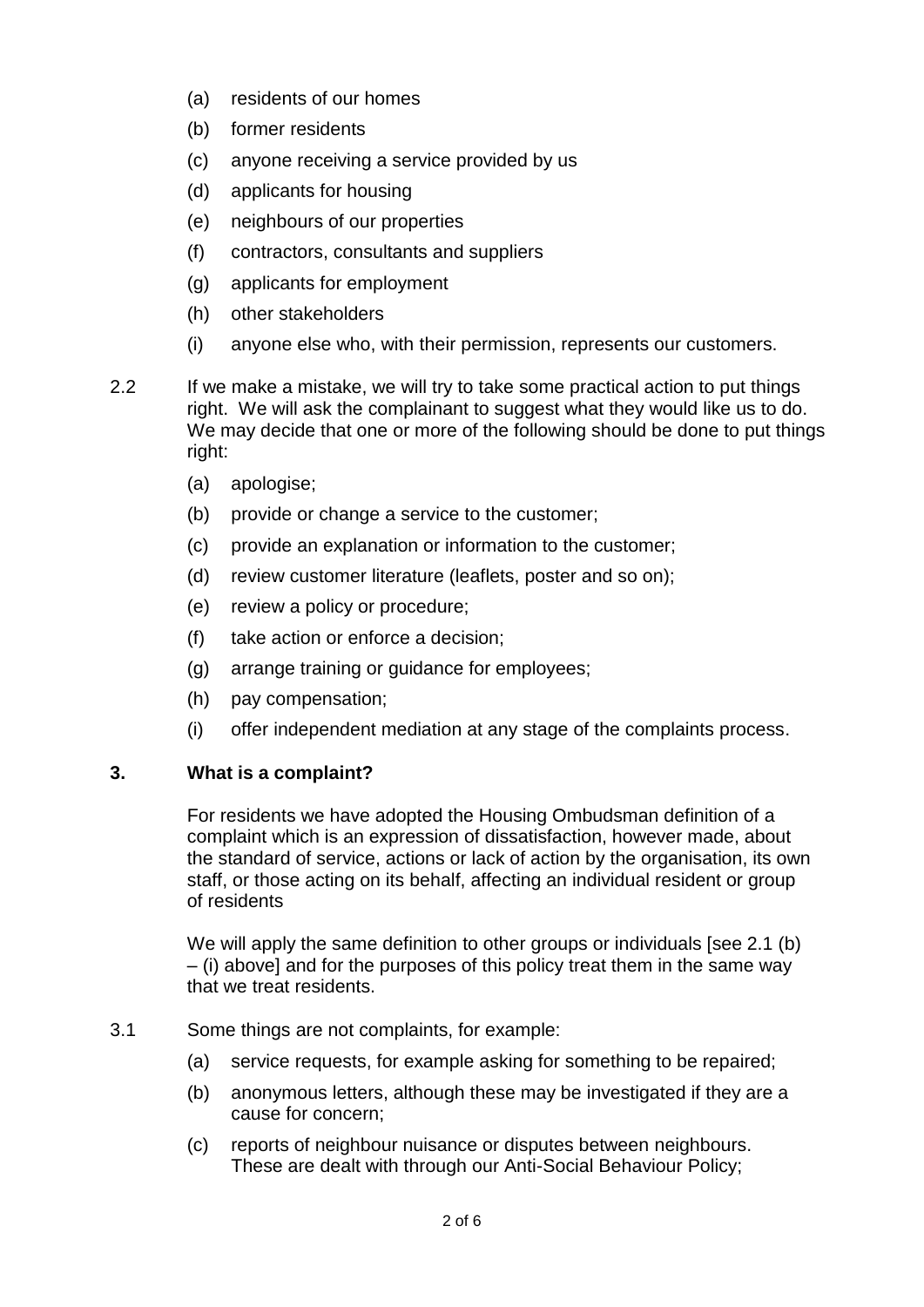(a) residents of our homes

(b) former residents

(c) anyone receiving a service provided by us

(d) applicants for housing

(e) neighbours of our properties

(f) contractors, consultants and suppliers

(g) applicants for employment

(h) other stakeholders

(i) anyone else who, with their permission, represents our customers.

2.2 If we make a mistake, we will try to take some practical action to put things right. We will ask the complainant to suggest what they would like us to do. We may decide that one or more of the following should be done to put things right:

(a) apologise;

(b) provide or change a service to the customer;

(c) provide an explanation or information to the customer;

(d) review customer literature (leaflets, poster and so on);

(e) review a policy or procedure;

(f) take action or enforce a decision;

(g) arrange training or guidance for employees;

(h) pay compensation;

(i) offer independent mediation at any stage of the complaints process.

## 3. What is a complaint?

For residents we have adopted the Housing Ombudsman definition of a complaint which is an expression of dissatisfaction, however made, about the standard of service, actions or lack of action by the organisation, its own staff, or those acting on its behalf, affecting an individual resident or group of residents

We will apply the same definition to other groups or individuals [see 2.1 (b) – (i) above] and for the purposes of this policy treat them in the same way that we treat residents.

3.1 Some things are not complaints, for example:

(a) service requests, for example asking for something to be repaired;

(b) anonymous letters, although these may be investigated if they are a cause for concern;

(c) reports of neighbour nuisance or disputes between neighbours. These are dealt with through our Anti-Social Behaviour Policy;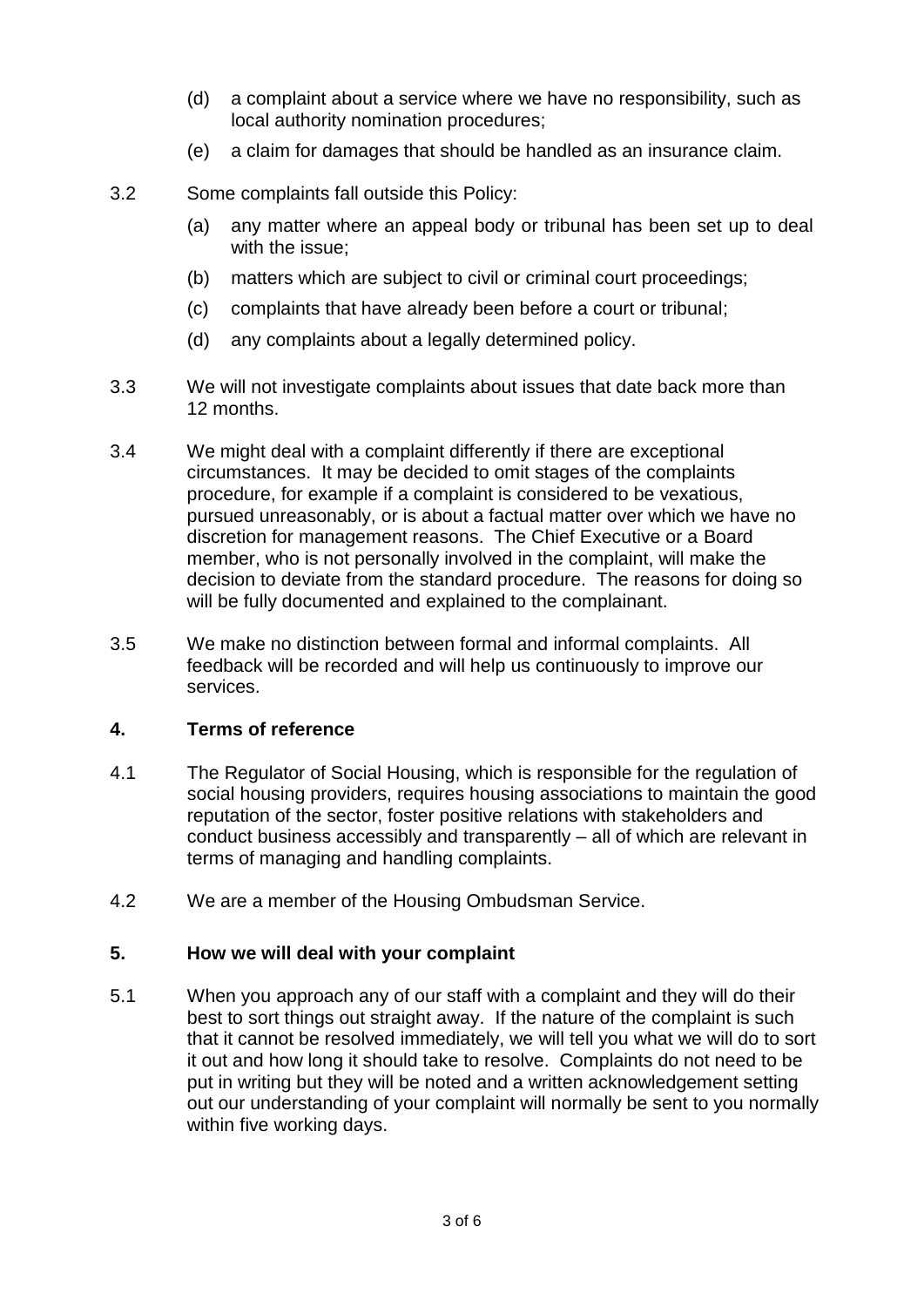(d) a complaint about a service where we have no responsibility, such as local authority nomination procedures;

(e) a claim for damages that should be handled as an insurance claim.

3.2 Some complaints fall outside this Policy:

(a) any matter where an appeal body or tribunal has been set up to deal with the issue;

(b) matters which are subject to civil or criminal court proceedings;

(c) complaints that have already been before a court or tribunal;

(d) any complaints about a legally determined policy.

3.3 We will not investigate complaints about issues that date back more than 12 months.

3.4 We might deal with a complaint differently if there are exceptional circumstances. It may be decided to omit stages of the complaints procedure, for example if a complaint is considered to be vexatious, pursued unreasonably, or is about a factual matter over which we have no discretion for management reasons. The Chief Executive or a Board member, who is not personally involved in the complaint, will make the decision to deviate from the standard procedure. The reasons for doing so will be fully documented and explained to the complainant.

3.5 We make no distinction between formal and informal complaints. All feedback will be recorded and will help us continuously to improve our services.

## 4. Terms of reference

4.1 The Regulator of Social Housing, which is responsible for the regulation of social housing providers, requires housing associations to maintain the good reputation of the sector, foster positive relations with stakeholders and conduct business accessibly and transparently – all of which are relevant in terms of managing and handling complaints.

4.2 We are a member of the Housing Ombudsman Service.

## 5. How we will deal with your complaint

5.1 When you approach any of our staff with a complaint and they will do their best to sort things out straight away. If the nature of the complaint is such that it cannot be resolved immediately, we will tell you what we will do to sort it out and how long it should take to resolve. Complaints do not need to be put in writing but they will be noted and a written acknowledgement setting out our understanding of your complaint will normally be sent to you normally within five working days.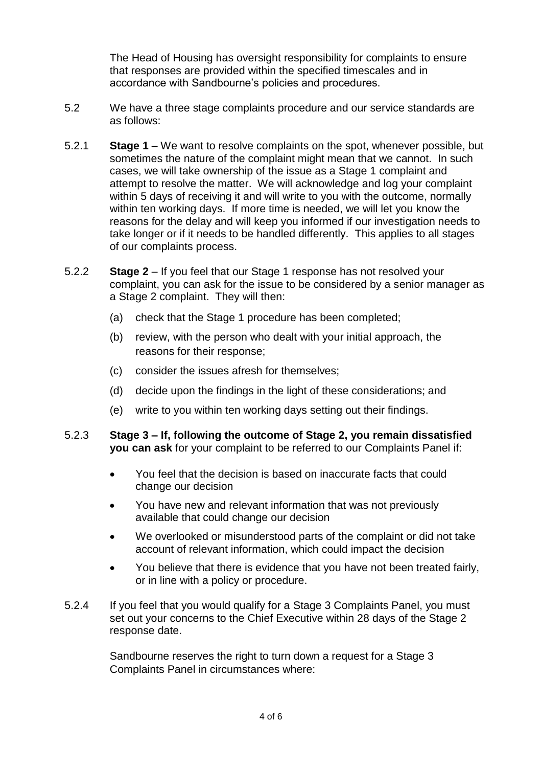The Head of Housing has oversight responsibility for complaints to ensure that responses are provided within the specified timescales and in accordance with Sandbourne's policies and procedures.

5.2 We have a three stage complaints procedure and our service standards are as follows:

5.2.1 **Stage 1** – We want to resolve complaints on the spot, whenever possible, but sometimes the nature of the complaint might mean that we cannot. In such cases, we will take ownership of the issue as a Stage 1 complaint and attempt to resolve the matter. We will acknowledge and log your complaint within 5 days of receiving it and will write to you with the outcome, normally within ten working days. If more time is needed, we will let you know the reasons for the delay and will keep you informed if our investigation needs to take longer or if it needs to be handled differently. This applies to all stages of our complaints process.

5.2.2 **Stage 2** – If you feel that our Stage 1 response has not resolved your complaint, you can ask for the issue to be considered by a senior manager as a Stage 2 complaint. They will then:

(a) check that the Stage 1 procedure has been completed;

(b) review, with the person who dealt with your initial approach, the reasons for their response;

(c) consider the issues afresh for themselves;

(d) decide upon the findings in the light of these considerations; and

(e) write to you within ten working days setting out their findings.

5.2.3 **Stage 3 – If, following the outcome of Stage 2, you remain dissatisfied you can ask** for your complaint to be referred to our Complaints Panel if:

- You feel that the decision is based on inaccurate facts that could change our decision
- You have new and relevant information that was not previously available that could change our decision
- We overlooked or misunderstood parts of the complaint or did not take account of relevant information, which could impact the decision
- You believe that there is evidence that you have not been treated fairly, or in line with a policy or procedure.

5.2.4 If you feel that you would qualify for a Stage 3 Complaints Panel, you must set out your concerns to the Chief Executive within 28 days of the Stage 2 response date.

Sandbourne reserves the right to turn down a request for a Stage 3 Complaints Panel in circumstances where: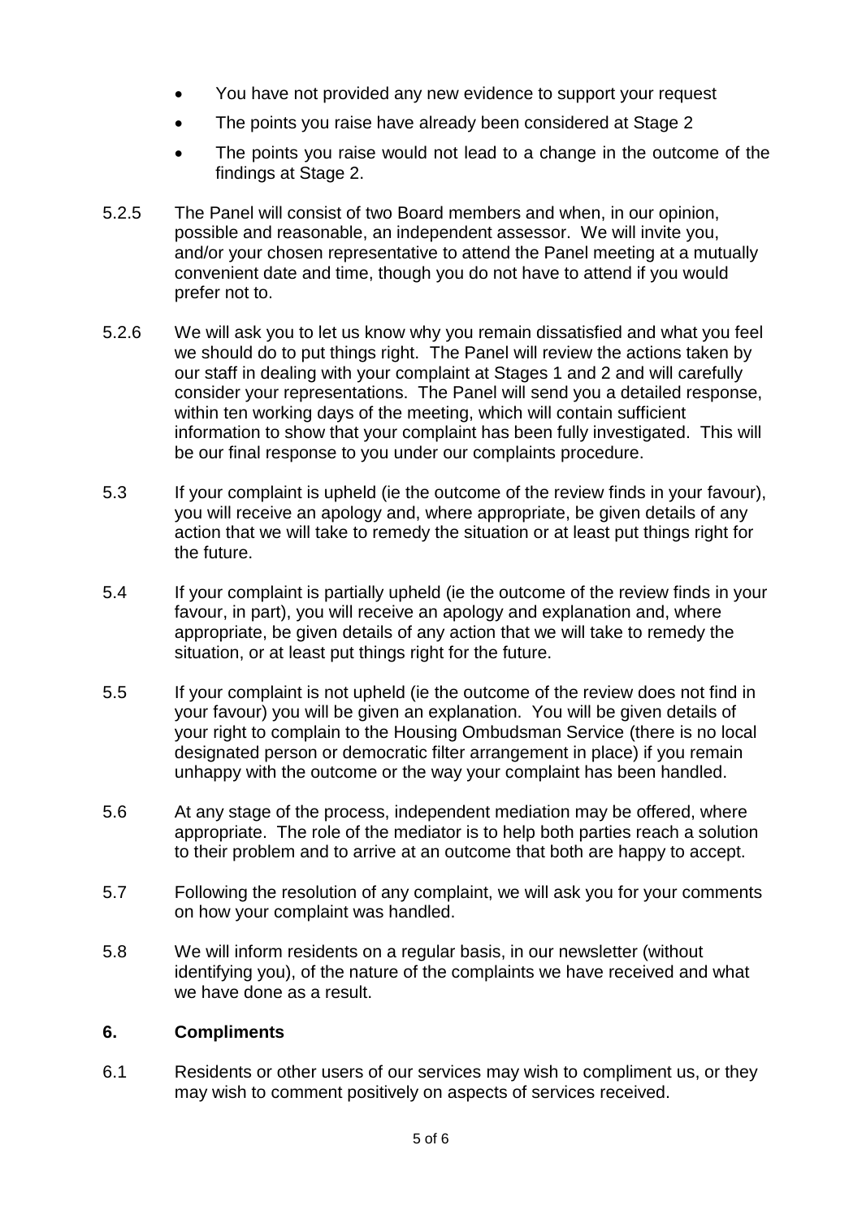- You have not provided any new evidence to support your request
- The points you raise have already been considered at Stage 2
- The points you raise would not lead to a change in the outcome of the findings at Stage 2.

5.2.5 The Panel will consist of two Board members and when, in our opinion, possible and reasonable, an independent assessor. We will invite you, and/or your chosen representative to attend the Panel meeting at a mutually convenient date and time, though you do not have to attend if you would prefer not to.

5.2.6 We will ask you to let us know why you remain dissatisfied and what you feel we should do to put things right. The Panel will review the actions taken by our staff in dealing with your complaint at Stages 1 and 2 and will carefully consider your representations. The Panel will send you a detailed response, within ten working days of the meeting, which will contain sufficient information to show that your complaint has been fully investigated. This will be our final response to you under our complaints procedure.

5.3 If your complaint is upheld (ie the outcome of the review finds in your favour), you will receive an apology and, where appropriate, be given details of any action that we will take to remedy the situation or at least put things right for the future.

5.4 If your complaint is partially upheld (ie the outcome of the review finds in your favour, in part), you will receive an apology and explanation and, where appropriate, be given details of any action that we will take to remedy the situation, or at least put things right for the future.

5.5 If your complaint is not upheld (ie the outcome of the review does not find in your favour) you will be given an explanation. You will be given details of your right to complain to the Housing Ombudsman Service (there is no local designated person or democratic filter arrangement in place) if you remain unhappy with the outcome or the way your complaint has been handled.

5.6 At any stage of the process, independent mediation may be offered, where appropriate. The role of the mediator is to help both parties reach a solution to their problem and to arrive at an outcome that both are happy to accept.

5.7 Following the resolution of any complaint, we will ask you for your comments on how your complaint was handled.

5.8 We will inform residents on a regular basis, in our newsletter (without identifying you), of the nature of the complaints we have received and what we have done as a result.

## 6. Compliments

6.1 Residents or other users of our services may wish to compliment us, or they may wish to comment positively on aspects of services received.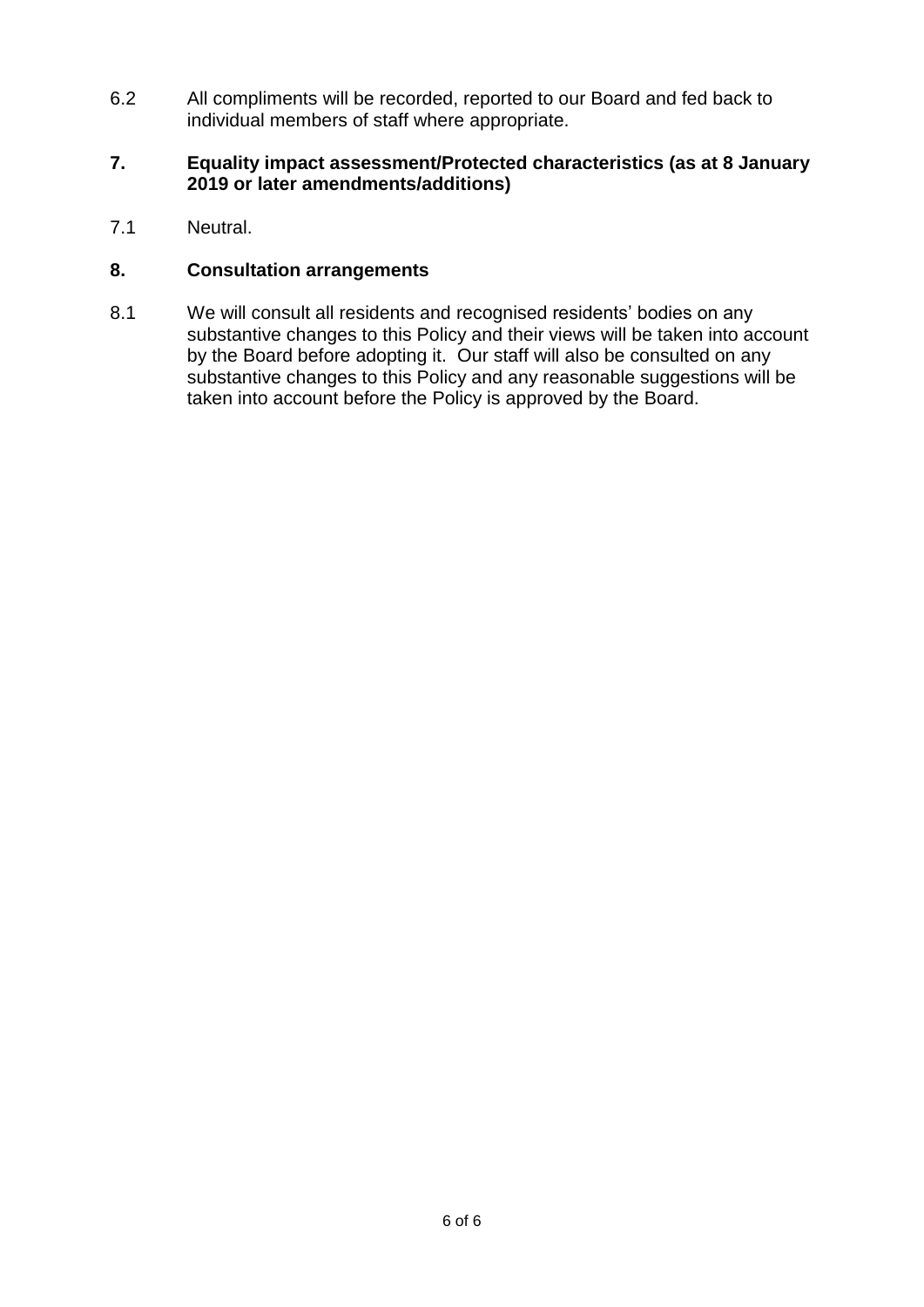6.2 All compliments will be recorded, reported to our Board and fed back to individual members of staff where appropriate.

## 7. Equality impact assessment/Protected characteristics (as at 8 January 2019 or later amendments/additions)

7.1 Neutral.

## 8. Consultation arrangements

8.1 We will consult all residents and recognised residents' bodies on any substantive changes to this Policy and their views will be taken into account by the Board before adopting it. Our staff will also be consulted on any substantive changes to this Policy and any reasonable suggestions will be taken into account before the Policy is approved by the Board.